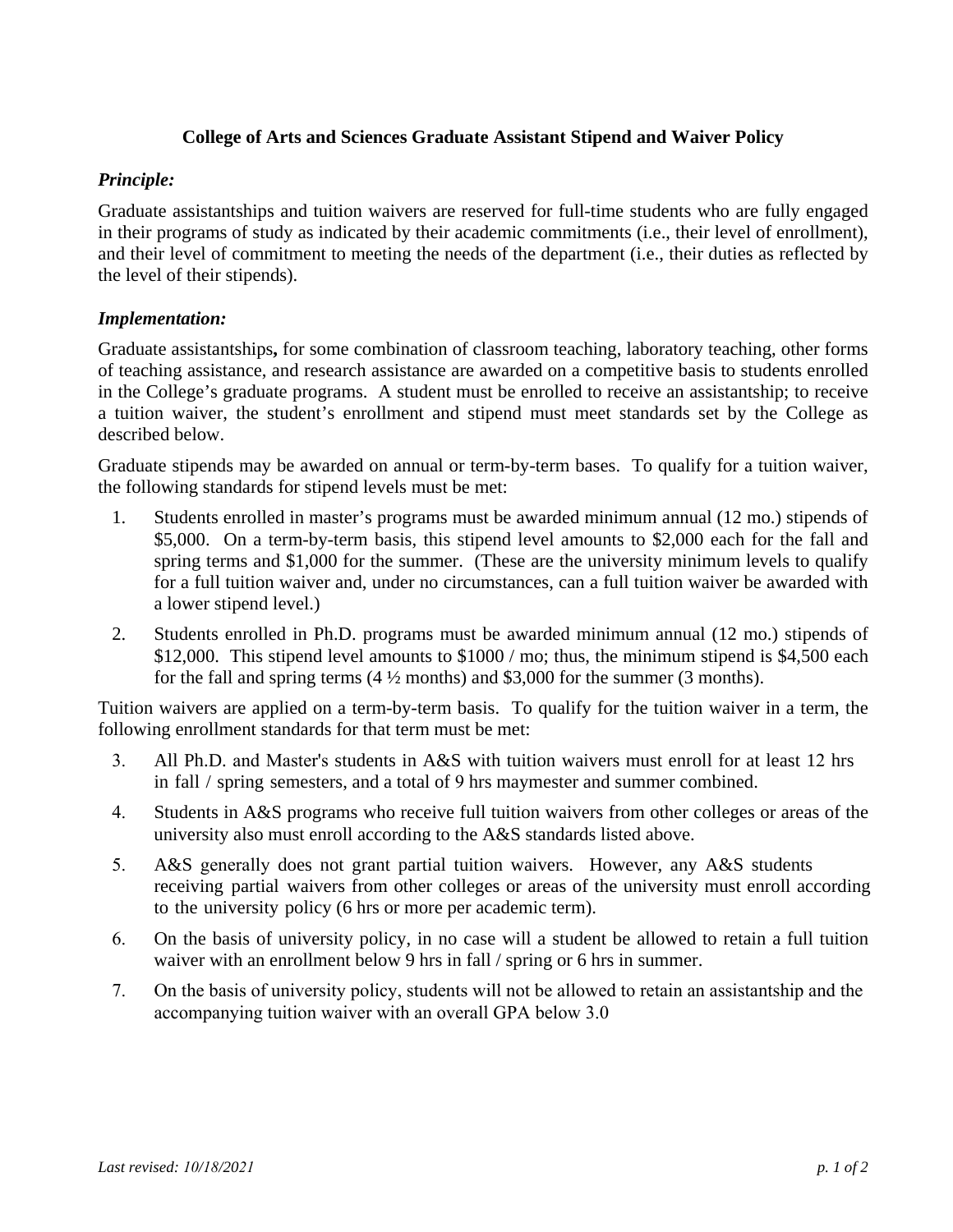# College of Arts and Sciences Graduate Assistant Stipend and Waiver Policy

## *Principle:*

Graduate assistantships and tuition waivers are reserved for full-time students who are fully engaged in their programs of study as indicated by their academic commitments (i.e., their level of enrollment), and their level of commitment to meeting the needs of the department (i.e., their duties as reflected by the level of their stipends).

## *Implementation:*

Graduate assistantships**,** for some combination of classroom teaching, laboratory teaching, other forms of teaching assistance, and research assistance are awarded on a competitive basis to students enrolled in the College's graduate programs. A student must be enrolled to receive an assistantship; to receive a tuition waiver, the student's enrollment and stipend must meet standards set by the College as described below.

Graduate stipends may be awarded on annual or term-by-term bases. To qualify for a tuition waiver, the following standards for stipend levels must be met:

1. Students enrolled in master's programs must be awarded minimum annual (12 mo.) stipends of $5,000. On a term-by-term basis, this stipend level amounts to $2,000 each for the fall and spring terms and $1,000 for the summer. (These are the university minimum levels to qualify for a full tuition waiver and, under no circumstances, can a full tuition waiver be awarded with a lower stipend level.)
2. Students enrolled in Ph.D. programs must be awarded minimum annual (12 mo.) stipends of $12,000. This stipend level amounts to $1000 / mo; thus, the minimum stipend is $4,500 each for the fall and spring terms (4 ½ months) and $3,000 for the summer (3 months).

Tuition waivers are applied on a term-by-term basis. To qualify for the tuition waiver in a term, the following enrollment standards for that term must be met:

3. All Ph.D. and Master's students in A&S with tuition waivers must enroll for at least 12 hrs in fall / spring semesters, and a total of 9 hrs maymester and summer combined.
4. Students in A&S programs who receive full tuition waivers from other colleges or areas of the university also must enroll according to the A&S standards listed above.
5. A&S generally does not grant partial tuition waivers. However, any A&S students receiving partial waivers from other colleges or areas of the university must enroll according to the university policy (6 hrs or more per academic term).
6. On the basis of university policy, in no case will a student be allowed to retain a full tuition waiver with an enrollment below 9 hrs in fall / spring or 6 hrs in summer.
7. On the basis of university policy, students will not be allowed to retain an assistantship and the accompanying tuition waiver with an overall GPA below 3.0

*Last revised: 10/18/2021*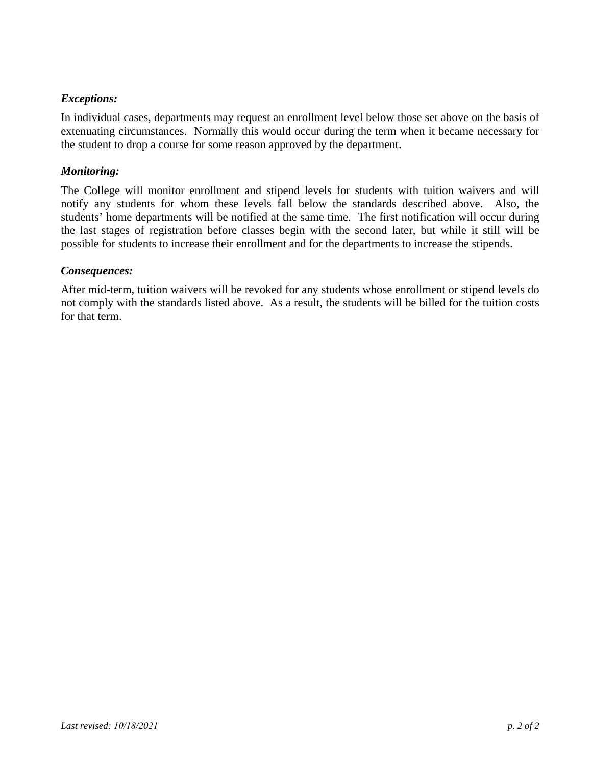### *Exceptions:*

In individual cases, departments may request an enrollment level below those set above on the basis of extenuating circumstances. Normally this would occur during the term when it became necessary for the student to drop a course for some reason approved by the department.

### *Monitoring:*

The College will monitor enrollment and stipend levels for students with tuition waivers and will notify any students for whom these levels fall below the standards described above. Also, the students' home departments will be notified at the same time. The first notification will occur during the last stages of registration before classes begin with the second later, but while it still will be possible for students to increase their enrollment and for the departments to increase the stipends.

### *Consequences:*

After mid-term, tuition waivers will be revoked for any students whose enrollment or stipend levels do not comply with the standards listed above. As a result, the students will be billed for the tuition costs for that term.

*Last revised: 10/18/2021*